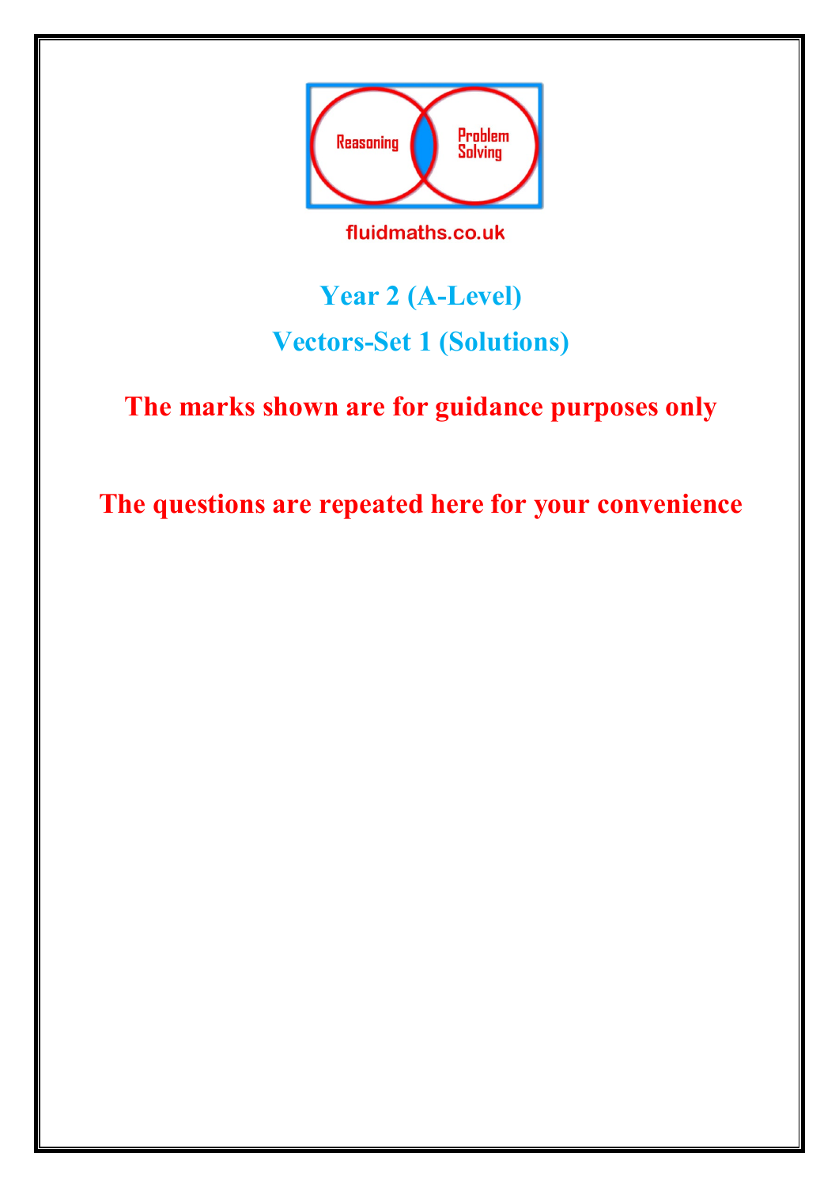Reasoning

Problem Solving

fluidmaths.co.uk

# Year 2 (A-Level)

## Vectors-Set 1 (Solutions)

**The marks shown are for guidance purposes only**

**The questions are repeated here for your convenience**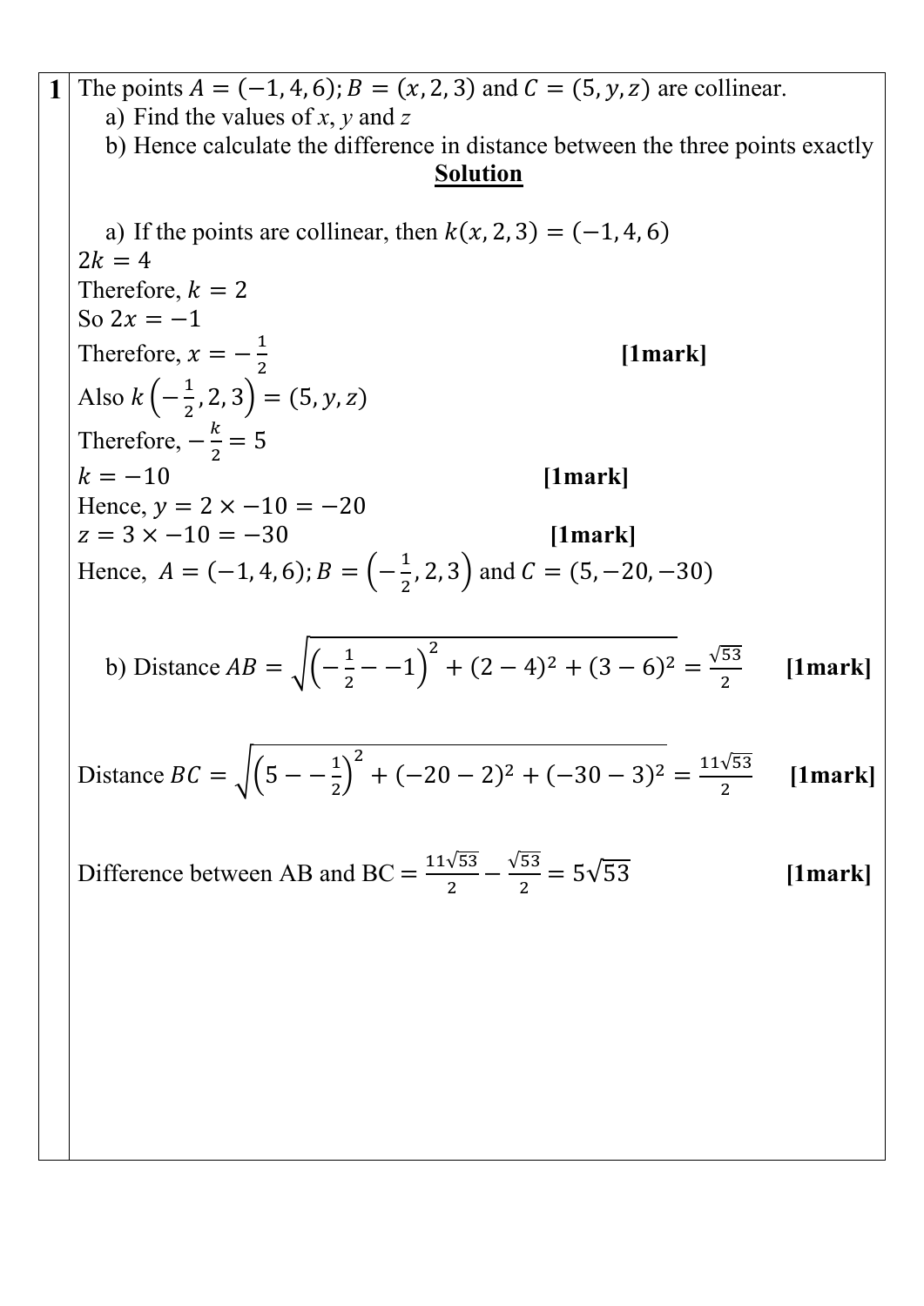**1** The points $A = (-1, 4, 6); B = (x, 2, 3)$ and $C = (5, y, z)$ are collinear.

a) Find the values of $x$, $y$ and $z$

b) Hence calculate the difference in distance between the three points exactly

**Solution**

a) If the points are collinear, then $k(x, 2, 3) = (-1, 4, 6)$

$2k = 4$

Therefore, $k = 2$

So $2x = -1$

Therefore, $x = -\frac{1}{2}$ **[1mark]**

Also $k\left(-\frac{1}{2}, 2, 3\right) = (5, y, z)$

Therefore, $-\frac{k}{2} = 5$

$k = -10$ **[1mark]**

Hence, $y = 2 \times -10 = -20$

$z = 3 \times -10 = -30$ **[1mark]**

Hence, $A = (-1, 4, 6); B = \left(-\frac{1}{2}, 2, 3\right)$ and $C = (5, -20, -30)$

b) Distance $AB = \sqrt{\left(-\frac{1}{2} - -1\right)^2 + (2-4)^2 + (3-6)^2} = \frac{\sqrt{53}}{2}$ **[1mark]**

Distance $BC = \sqrt{\left(5 - -\frac{1}{2}\right)^2 + (-20-2)^2 + (-30-3)^2} = \frac{11\sqrt{53}}{2}$ **[1mark]**

Difference between AB and BC $= \frac{11\sqrt{53}}{2} - \frac{\sqrt{53}}{2} = 5\sqrt{53}$ **[1mark]**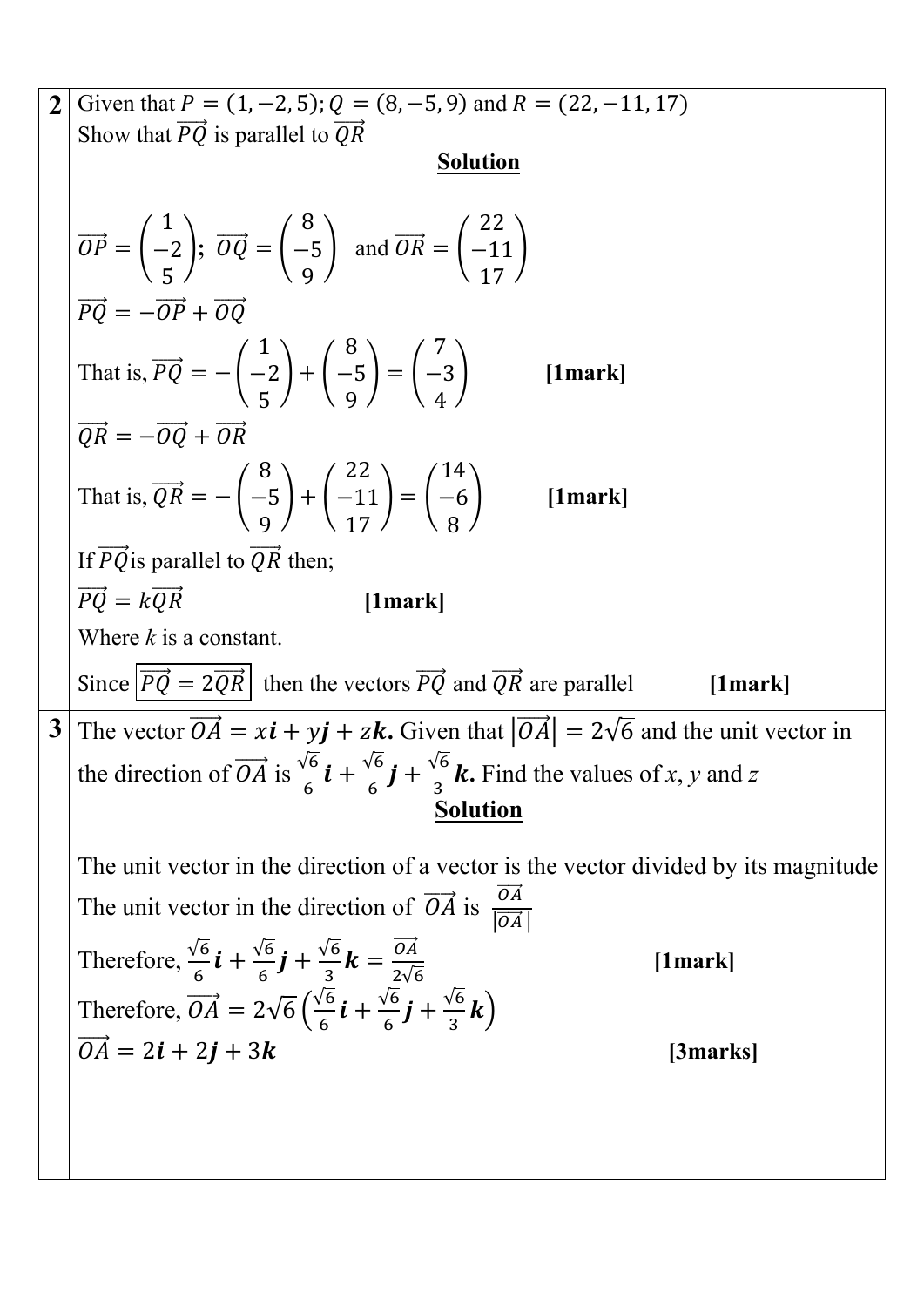**2** Given that $P = (1, -2, 5); Q = (8, -5, 9)$ and $R = (22, -11, 17)$

Show that $\overrightarrow{PQ}$ is parallel to $\overrightarrow{QR}$

**Solution**

$$\overrightarrow{OP} = \begin{pmatrix} 1 \\ -2 \\ 5 \end{pmatrix}; \ \overrightarrow{OQ} = \begin{pmatrix} 8 \\ -5 \\ 9 \end{pmatrix} \text{ and } \overrightarrow{OR} = \begin{pmatrix} 22 \\ -11 \\ 17 \end{pmatrix}$$

$\overrightarrow{PQ} = -\overrightarrow{OP} + \overrightarrow{OQ}$

That is, $\overrightarrow{PQ} = -\begin{pmatrix} 1 \\ -2 \\ 5 \end{pmatrix} + \begin{pmatrix} 8 \\ -5 \\ 9 \end{pmatrix} = \begin{pmatrix} 7 \\ -3 \\ 4 \end{pmatrix}$ **[1mark]**

$\overrightarrow{QR} = -\overrightarrow{OQ} + \overrightarrow{OR}$

That is, $\overrightarrow{QR} = -\begin{pmatrix} 8 \\ -5 \\ 9 \end{pmatrix} + \begin{pmatrix} 22 \\ -11 \\ 17 \end{pmatrix} = \begin{pmatrix} 14 \\ -6 \\ 8 \end{pmatrix}$ **[1mark]**

If $\overrightarrow{PQ}$ is parallel to $\overrightarrow{QR}$ then;

$\overrightarrow{PQ} = k\overrightarrow{QR}$ **[1mark]**

Where *k* is a constant.

Since $\boxed{\overrightarrow{PQ} = 2\overrightarrow{QR}}$ then the vectors $\overrightarrow{PQ}$ and $\overrightarrow{QR}$ are parallel **[1mark]**

**3** The vector $\overrightarrow{OA} = x\boldsymbol{i} + y\boldsymbol{j} + z\boldsymbol{k}$. Given that $|\overrightarrow{OA}| = 2\sqrt{6}$ and the unit vector in the direction of $\overrightarrow{OA}$ is $\frac{\sqrt{6}}{6}\boldsymbol{i} + \frac{\sqrt{6}}{6}\boldsymbol{j} + \frac{\sqrt{6}}{3}\boldsymbol{k}$. Find the values of *x*, *y* and *z*

**Solution**

The unit vector in the direction of a vector is the vector divided by its magnitude

The unit vector in the direction of $\overrightarrow{OA}$ is $\frac{\overrightarrow{OA}}{|\overrightarrow{OA}|}$

Therefore, $\frac{\sqrt{6}}{6}\boldsymbol{i} + \frac{\sqrt{6}}{6}\boldsymbol{j} + \frac{\sqrt{6}}{3}\boldsymbol{k} = \frac{\overrightarrow{OA}}{2\sqrt{6}}$ **[1mark]**

Therefore, $\overrightarrow{OA} = 2\sqrt{6}\left(\frac{\sqrt{6}}{6}\boldsymbol{i} + \frac{\sqrt{6}}{6}\boldsymbol{j} + \frac{\sqrt{6}}{3}\boldsymbol{k}\right)$

$\overrightarrow{OA} = 2\boldsymbol{i} + 2\boldsymbol{j} + 3\boldsymbol{k}$ **[3marks]**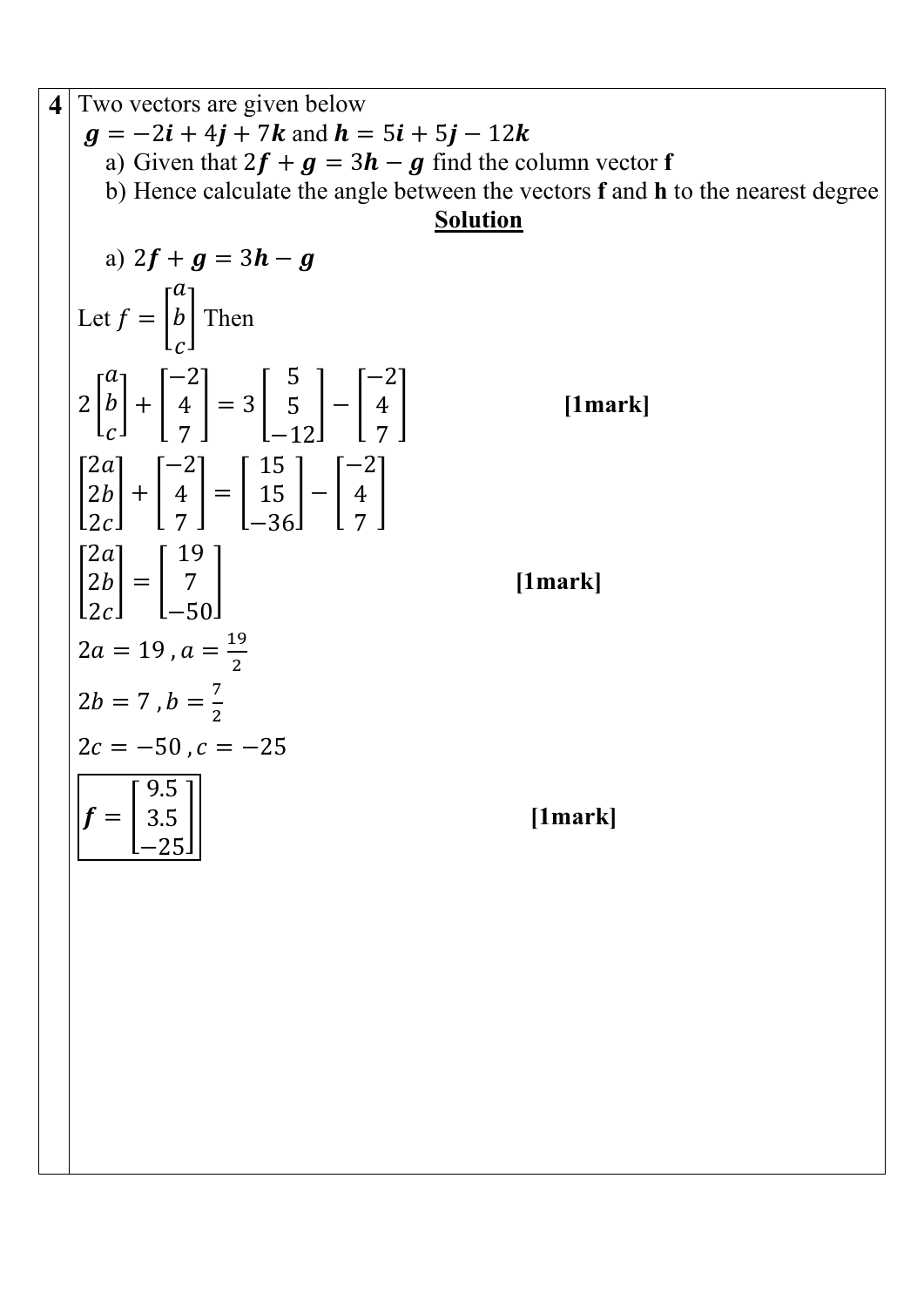**4** Two vectors are given below

$\boldsymbol{g} = -2\boldsymbol{i} + 4\boldsymbol{j} + 7\boldsymbol{k}$ and $\boldsymbol{h} = 5\boldsymbol{i} + 5\boldsymbol{j} - 12\boldsymbol{k}$

a) Given that $2\boldsymbol{f} + \boldsymbol{g} = 3\boldsymbol{h} - \boldsymbol{g}$ find the column vector **f**

b) Hence calculate the angle between the vectors **f** and **h** to the nearest degree

**Solution**

a) $2\boldsymbol{f} + \boldsymbol{g} = 3\boldsymbol{h} - \boldsymbol{g}$

Let $f = \begin{bmatrix} a \\ b \\ c \end{bmatrix}$ Then

$$2\begin{bmatrix} a \\ b \\ c \end{bmatrix} + \begin{bmatrix} -2 \\ 4 \\ 7 \end{bmatrix} = 3\begin{bmatrix} 5 \\ 5 \\ -12 \end{bmatrix} - \begin{bmatrix} -2 \\ 4 \\ 7 \end{bmatrix}$$ **[1mark]**

$$\begin{bmatrix} 2a \\ 2b \\ 2c \end{bmatrix} + \begin{bmatrix} -2 \\ 4 \\ 7 \end{bmatrix} = \begin{bmatrix} 15 \\ 15 \\ -36 \end{bmatrix} - \begin{bmatrix} -2 \\ 4 \\ 7 \end{bmatrix}$$

$$\begin{bmatrix} 2a \\ 2b \\ 2c \end{bmatrix} = \begin{bmatrix} 19 \\ 7 \\ -50 \end{bmatrix}$$ **[1mark]**

$2a = 19 \text{ , } a = \frac{19}{2}$

$2b = 7 \text{ , } b = \frac{7}{2}$

$2c = -50 \text{ , } c = -25$

$$\boldsymbol{f} = \begin{bmatrix} 9.5 \\ 3.5 \\ -25 \end{bmatrix}$$ **[1mark]**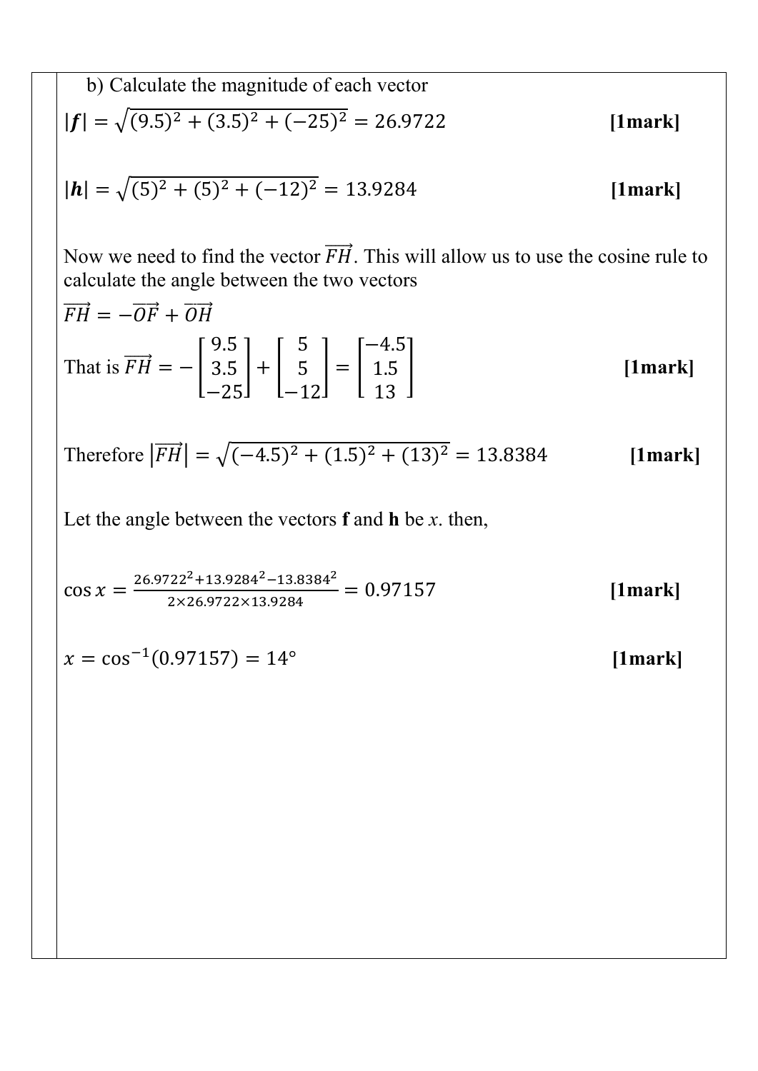b) Calculate the magnitude of each vector

$|\boldsymbol{f}| = \sqrt{(9.5)^2 + (3.5)^2 + (-25)^2} = 26.9722$ **[1mark]**

$|\boldsymbol{h}| = \sqrt{(5)^2 + (5)^2 + (-12)^2} = 13.9284$ **[1mark]**

Now we need to find the vector $\overrightarrow{FH}$. This will allow us to use the cosine rule to calculate the angle between the two vectors

$\overrightarrow{FH} = -\overrightarrow{OF} + \overrightarrow{OH}$

That is $\overrightarrow{FH} = -\begin{bmatrix} 9.5 \\ 3.5 \\ -25 \end{bmatrix} + \begin{bmatrix} 5 \\ 5 \\ -12 \end{bmatrix} = \begin{bmatrix} -4.5 \\ 1.5 \\ 13 \end{bmatrix}$ **[1mark]**

Therefore $\left|\overrightarrow{FH}\right| = \sqrt{(-4.5)^2 + (1.5)^2 + (13)^2} = 13.8384$ **[1mark]**

Let the angle between the vectors **f** and **h** be *x*. then,

$\cos x = \frac{26.9722^2 + 13.9284^2 - 13.8384^2}{2 \times 26.9722 \times 13.9284} = 0.97157$ **[1mark]**

$x = \cos^{-1}(0.97157) = 14°$ **[1mark]**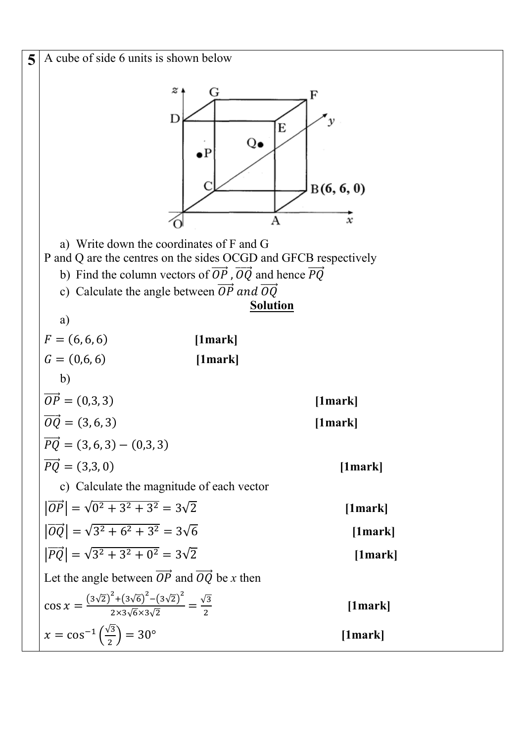**5** A cube of side 6 units is shown below

z

G

F

D

E

y

Q

P

C

B (6, 6, 0)

O

A

x

a) Write down the coordinates of F and G

P and Q are the centres on the sides OCGD and GFCB respectively

b) Find the column vectors of $\overrightarrow{OP}$ , $\overrightarrow{OQ}$ and hence $\overrightarrow{PQ}$

c) Calculate the angle between $\overrightarrow{OP}$ $and$ $\overrightarrow{OQ}$

**Solution**

a)

$F = (6, 6, 6)$ **[1mark]**

$G = (0,6, 6)$ **[1mark]**

b)

$\overrightarrow{OP} = (0,3, 3)$ **[1mark]**

$\overrightarrow{OQ} = (3, 6, 3)$ **[1mark]**

$\overrightarrow{PQ} = (3, 6, 3) - (0,3, 3)$

$\overrightarrow{PQ} = (3,3, 0)$ **[1mark]**

c) Calculate the magnitude of each vector

$\left|\overrightarrow{OP}\right| = \sqrt{0^2 + 3^2 + 3^2} = 3\sqrt{2}$ **[1mark]**

$\left|\overrightarrow{OQ}\right| = \sqrt{3^2 + 6^2 + 3^2} = 3\sqrt{6}$ **[1mark]**

$\left|\overrightarrow{PQ}\right| = \sqrt{3^2 + 3^2 + 0^2} = 3\sqrt{2}$ **[1mark]**

Let the angle between $\overrightarrow{OP}$ and $\overrightarrow{OQ}$ be $x$ then

$\cos x = \frac{\left(3\sqrt{2}\right)^2 + \left(3\sqrt{6}\right)^2 - \left(3\sqrt{2}\right)^2}{2 \times 3\sqrt{6} \times 3\sqrt{2}} = \frac{\sqrt{3}}{2}$ **[1mark]**

$x = \cos^{-1}\left(\frac{\sqrt{3}}{2}\right) = 30°$ **[1mark]**